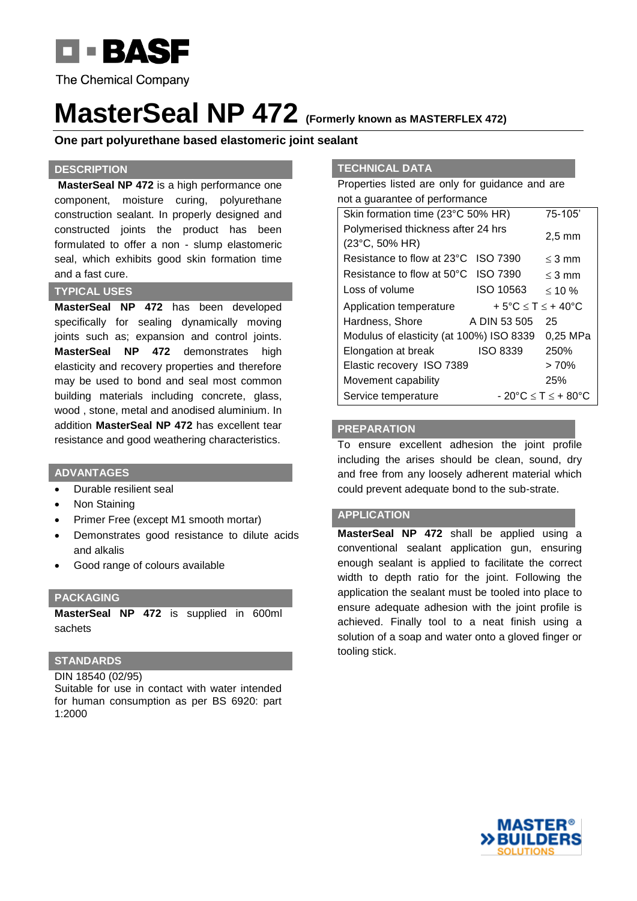BASF

The Chemical Company

# MasterSeal NP 472 (Formerly known as MASTERFLEX 472)

**One part polyurethane based elastomeric joint sealant**

## DESCRIPTION

**MasterSeal NP 472** is a high performance one component, moisture curing, polyurethane construction sealant. In properly designed and constructed joints the product has been formulated to offer a non - slump elastomeric seal, which exhibits good skin formation time and a fast cure.

## TYPICAL USES

**MasterSeal NP 472** has been developed specifically for sealing dynamically moving joints such as; expansion and control joints. **MasterSeal NP 472** demonstrates high elasticity and recovery properties and therefore may be used to bond and seal most common building materials including concrete, glass, wood , stone, metal and anodised aluminium. In addition **MasterSeal NP 472** has excellent tear resistance and good weathering characteristics.

## ADVANTAGES

- Durable resilient seal
- Non Staining
- Primer Free (except M1 smooth mortar)
- Demonstrates good resistance to dilute acids and alkalis
- Good range of colours available

## PACKAGING

**MasterSeal NP 472** is supplied in 600ml sachets

## STANDARDS

DIN 18540 (02/95)
Suitable for use in contact with water intended for human consumption as per BS 6920: part 1:2000

## TECHNICAL DATA

Properties listed are only for guidance and are not a guarantee of performance

| Property | Standard | Value |
|---|---|---|
| Skin formation time (23°C 50% HR) | | 75-105' |
| Polymerised thickness after 24 hrs (23°C, 50% HR) | | 2,5 mm |
| Resistance to flow at 23°C | ISO 7390 | ≤ 3 mm |
| Resistance to flow at 50°C | ISO 7390 | ≤ 3 mm |
| Loss of volume | ISO 10563 | ≤ 10 % |
| Application temperature | | + 5°C ≤ T ≤ + 40°C |
| Hardness, Shore | A DIN 53 505 | 25 |
| Modulus of elasticity (at 100%) | ISO 8339 | 0,25 MPa |
| Elongation at break | ISO 8339 | 250% |
| Elastic recovery | ISO 7389 | > 70% |
| Movement capability | | 25% |
| Service temperature | | - 20°C ≤ T ≤ + 80°C |

## PREPARATION

To ensure excellent adhesion the joint profile including the arises should be clean, sound, dry and free from any loosely adherent material which could prevent adequate bond to the sub-strate.

## APPLICATION

**MasterSeal NP 472** shall be applied using a conventional sealant application gun, ensuring enough sealant is applied to facilitate the correct width to depth ratio for the joint. Following the application the sealant must be tooled into place to ensure adequate adhesion with the joint profile is achieved. Finally tool to a neat finish using a solution of a soap and water onto a gloved finger or tooling stick.

MASTER® BUILDERS SOLUTIONS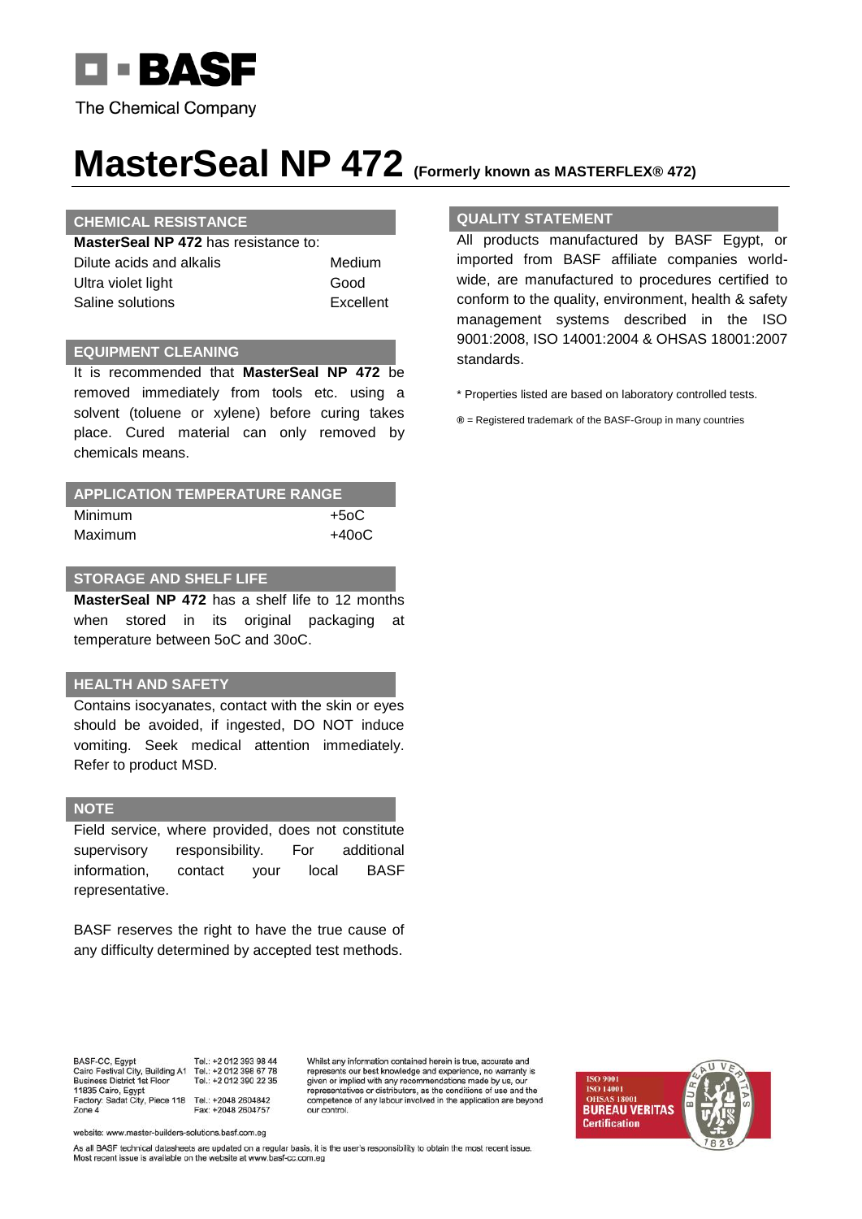# MasterSeal NP 472 (Formerly known as MASTERFLEX® 472)

## CHEMICAL RESISTANCE

**MasterSeal NP 472** has resistance to:

| | |
|---|---|
| Dilute acids and alkalis | Medium |
| Ultra violet light | Good |
| Saline solutions | Excellent |

## EQUIPMENT CLEANING

It is recommended that **MasterSeal NP 472** be removed immediately from tools etc. using a solvent (toluene or xylene) before curing takes place. Cured material can only removed by chemicals means.

## APPLICATION TEMPERATURE RANGE

| | |
|---|---|
| Minimum | +5oC |
| Maximum | +40oC |

## STORAGE AND SHELF LIFE

**MasterSeal NP 472** has a shelf life to 12 months when stored in its original packaging at temperature between 5oC and 30oC.

## HEALTH AND SAFETY

Contains isocyanates, contact with the skin or eyes should be avoided, if ingested, DO NOT induce vomiting. Seek medical attention immediately. Refer to product MSD.

## NOTE

Field service, where provided, does not constitute supervisory responsibility. For additional information, contact your local BASF representative.

BASF reserves the right to have the true cause of any difficulty determined by accepted test methods.

## QUALITY STATEMENT

All products manufactured by BASF Egypt, or imported from BASF affiliate companies worldwide, are manufactured to procedures certified to conform to the quality, environment, health & safety management systems described in the ISO 9001:2008, ISO 14001:2004 & OHSAS 18001:2007 standards.

\* Properties listed are based on laboratory controlled tests.

® = Registered trademark of the BASF-Group in many countries

BASF-CC, Egypt
Cairo Festival City, Building A1
Business District 1st Floor
11835 Cairo, Egypt
Factory: Sadat City, Piece 118 Zone 4

Tel.: +2 012 393 98 44
Tel.: +2 012 398 67 78
Tel.: +2 012 390 22 35
Tel.: +2048 2604842
Fax: +2048 2604757

Whilst any information contained herein is true, accurate and represents our best knowledge and experience, no warranty is given or implied with any recommendations made by us, our representatives or distributors, as the conditions of use and the competence of any labour involved in the application are beyond our control.

website: www.master-builders-solutions.basf.com.eg

As all BASF technical datasheets are updated on a regular basis, it is the user's responsibility to obtain the most recent issue. Most recent issue is available on the website at www.basf-cc.com.eg

ISO 9001
ISO 14001
OHSAS 18001
BUREAU VERITAS Certification